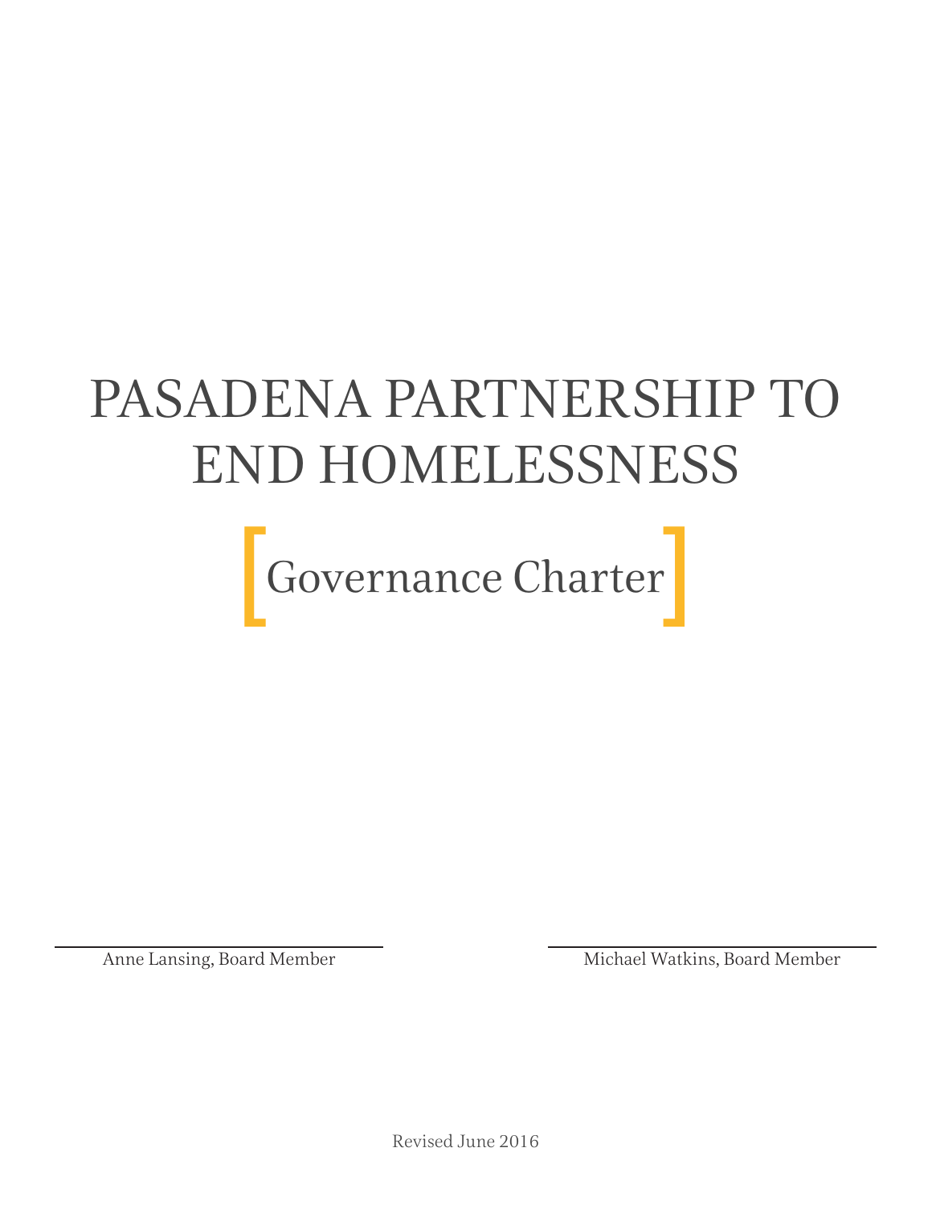# PASADENA PARTNERSHIP TO END HOMELESSNESS

## [Governance Charter]

Anne Lansing, Board Member

Michael Watkins, Board Member

Revised June 2016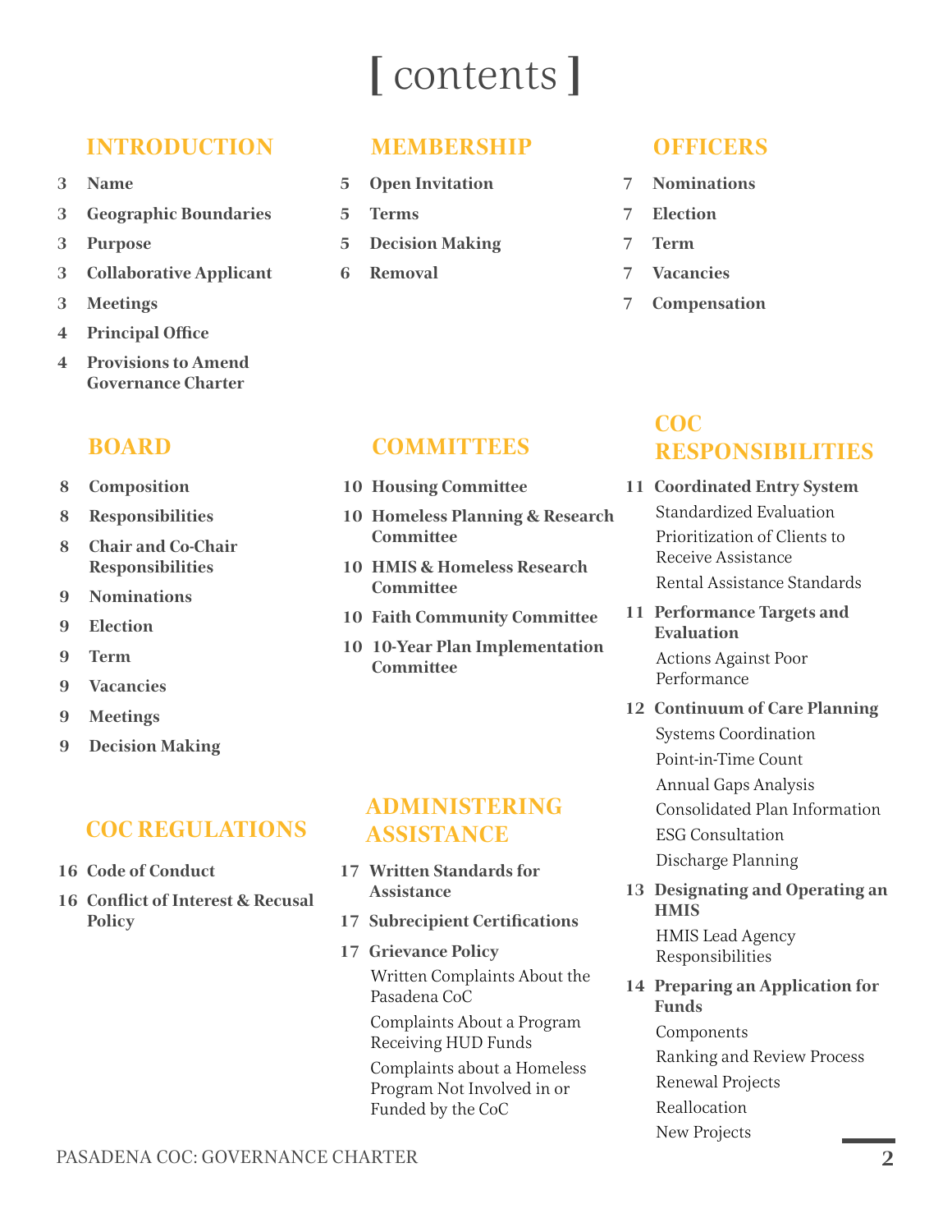# [ contents ]

## INTRODUCTION

- 3 **Name**
- 3 **Geographic Boundaries**
- 3 **Purpose**
- 3 **Collaborative Applicant**
- 3 **Meetings**
- 4 **Principal Office**
- 4 **Provisions to Amend Governance Charter**

## MEMBERSHIP

- 5 **Open Invitation**
- 5 **Terms**
- 5 **Decision Making**
- 6 **Removal**

## OFFICERS

- 7 **Nominations**
- 7 **Election**
- 7 **Term**
- 7 **Vacancies**
- 7 **Compensation**

## BOARD

- 8 **Composition**
- 8 **Responsibilities**
- 8 **Chair and Co-Chair Responsibilities**
- 9 **Nominations**
- 9 **Election**
- 9 **Term**
- 9 **Vacancies**
- 9 **Meetings**
- 9 **Decision Making**

## COMMITTEES

- 10 **Housing Committee**
- 10 **Homeless Planning & Research Committee**
- 10 **HMIS & Homeless Research Committee**
- 10 **Faith Community Committee**
- 10 **10-Year Plan Implementation Committee**

## COC RESPONSIBILITIES

- 11 **Coordinated Entry System**
  - Standardized Evaluation
  - Prioritization of Clients to Receive Assistance
  - Rental Assistance Standards
- 11 **Performance Targets and Evaluation**
  - Actions Against Poor Performance
- 12 **Continuum of Care Planning**
  - Systems Coordination
  - Point-in-Time Count
  - Annual Gaps Analysis
  - Consolidated Plan Information
  - ESG Consultation
  - Discharge Planning
- 13 **Designating and Operating an HMIS**
  - HMIS Lead Agency Responsibilities
- 14 **Preparing an Application for Funds**
  - Components
  - Ranking and Review Process
  - Renewal Projects
  - Reallocation
  - New Projects

## COC REGULATIONS

- 16 **Code of Conduct**
- 16 **Conflict of Interest & Recusal Policy**

## ADMINISTERING ASSISTANCE

- 17 **Written Standards for Assistance**
- 17 **Subrecipient Certifications**
- 17 **Grievance Policy**
  - Written Complaints About the Pasadena CoC
  - Complaints About a Program Receiving HUD Funds
  - Complaints about a Homeless Program Not Involved in or Funded by the CoC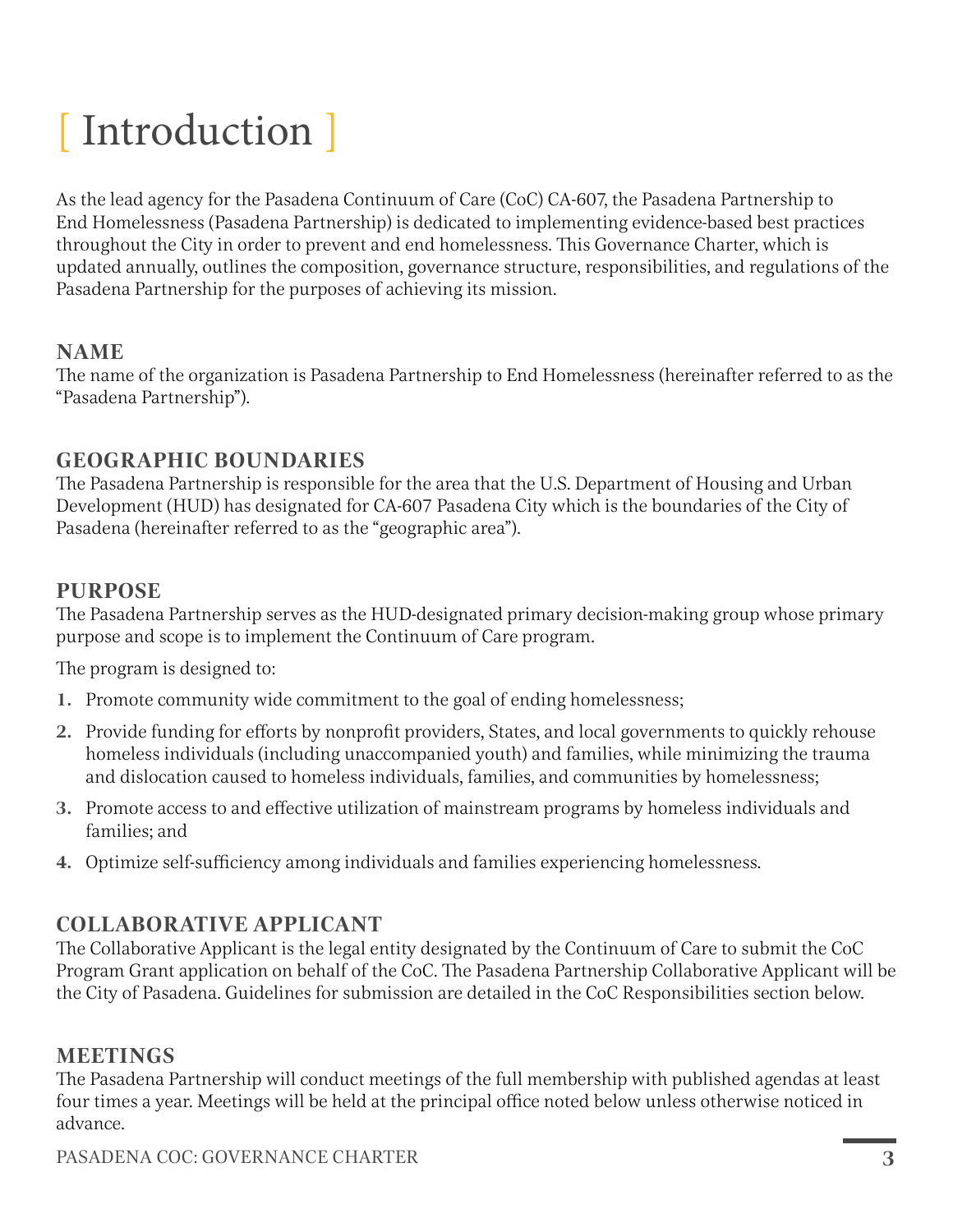# [ Introduction ]

As the lead agency for the Pasadena Continuum of Care (CoC) CA-607, the Pasadena Partnership to End Homelessness (Pasadena Partnership) is dedicated to implementing evidence-based best practices throughout the City in order to prevent and end homelessness. This Governance Charter, which is updated annually, outlines the composition, governance structure, responsibilities, and regulations of the Pasadena Partnership for the purposes of achieving its mission.

## NAME

The name of the organization is Pasadena Partnership to End Homelessness (hereinafter referred to as the "Pasadena Partnership").

## GEOGRAPHIC BOUNDARIES

The Pasadena Partnership is responsible for the area that the U.S. Department of Housing and Urban Development (HUD) has designated for CA-607 Pasadena City which is the boundaries of the City of Pasadena (hereinafter referred to as the "geographic area").

## PURPOSE

The Pasadena Partnership serves as the HUD-designated primary decision-making group whose primary purpose and scope is to implement the Continuum of Care program.

The program is designed to:

1. Promote community wide commitment to the goal of ending homelessness;
2. Provide funding for efforts by nonprofit providers, States, and local governments to quickly rehouse homeless individuals (including unaccompanied youth) and families, while minimizing the trauma and dislocation caused to homeless individuals, families, and communities by homelessness;
3. Promote access to and effective utilization of mainstream programs by homeless individuals and families; and
4. Optimize self-sufficiency among individuals and families experiencing homelessness.

## COLLABORATIVE APPLICANT

The Collaborative Applicant is the legal entity designated by the Continuum of Care to submit the CoC Program Grant application on behalf of the CoC. The Pasadena Partnership Collaborative Applicant will be the City of Pasadena. Guidelines for submission are detailed in the CoC Responsibilities section below.

## MEETINGS

The Pasadena Partnership will conduct meetings of the full membership with published agendas at least four times a year. Meetings will be held at the principal office noted below unless otherwise noticed in advance.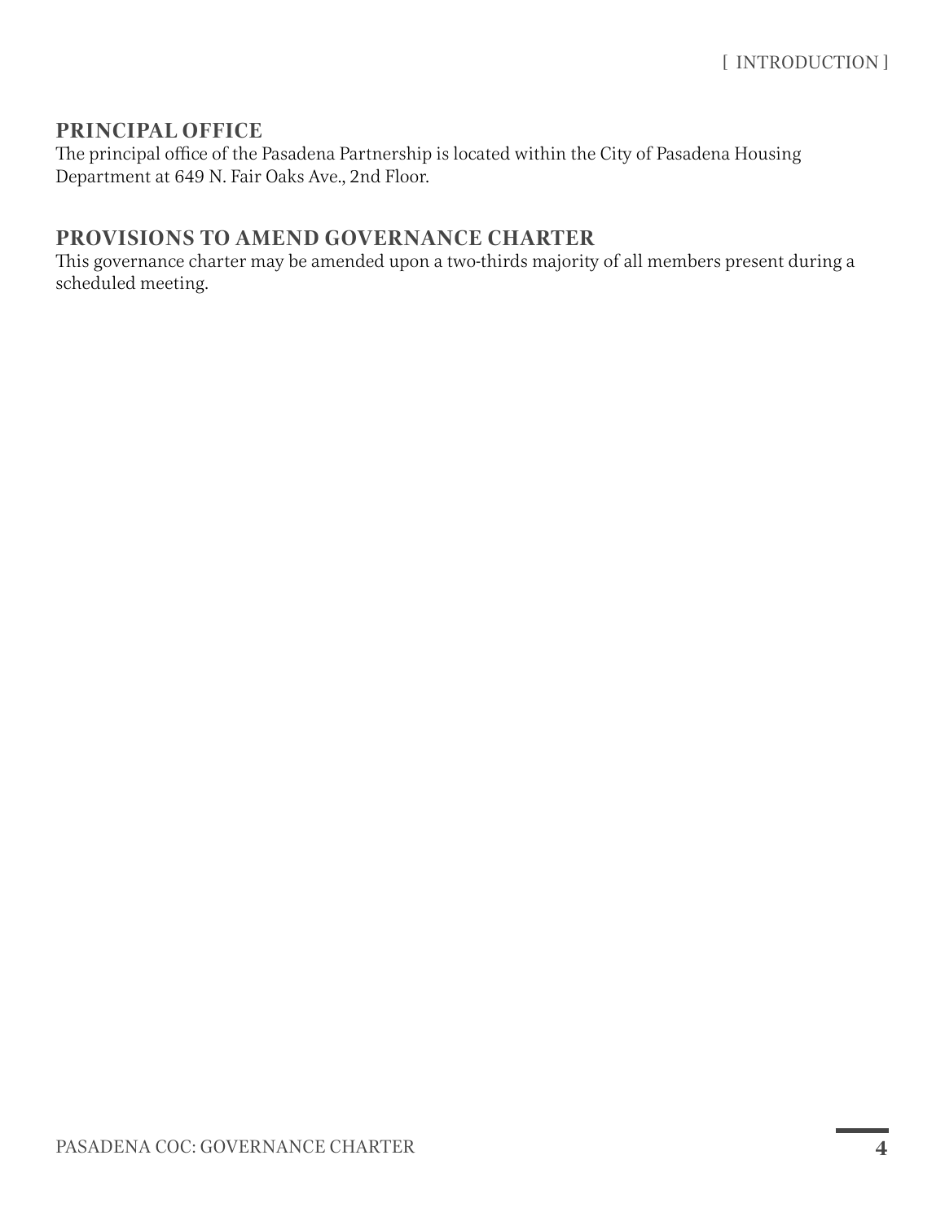## PRINCIPAL OFFICE

The principal office of the Pasadena Partnership is located within the City of Pasadena Housing Department at 649 N. Fair Oaks Ave., 2nd Floor.

## PROVISIONS TO AMEND GOVERNANCE CHARTER

This governance charter may be amended upon a two-thirds majority of all members present during a scheduled meeting.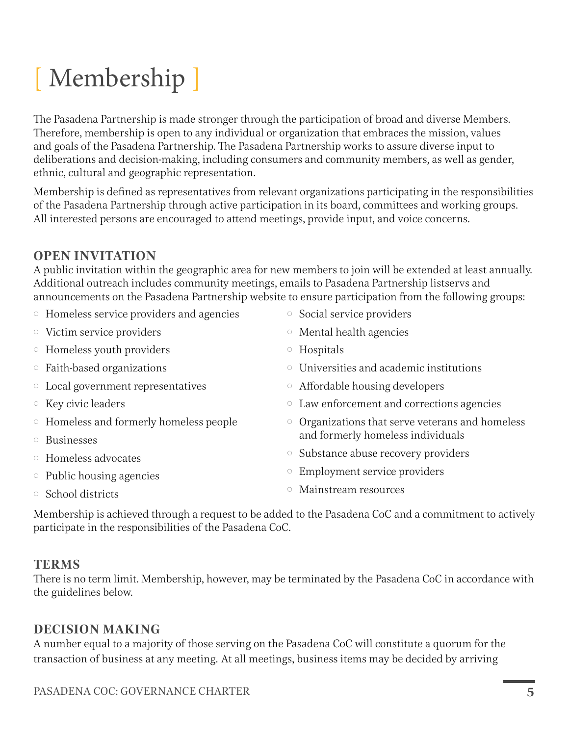# [ Membership ]

The Pasadena Partnership is made stronger through the participation of broad and diverse Members. Therefore, membership is open to any individual or organization that embraces the mission, values and goals of the Pasadena Partnership. The Pasadena Partnership works to assure diverse input to deliberations and decision-making, including consumers and community members, as well as gender, ethnic, cultural and geographic representation.

Membership is defined as representatives from relevant organizations participating in the responsibilities of the Pasadena Partnership through active participation in its board, committees and working groups. All interested persons are encouraged to attend meetings, provide input, and voice concerns.

## OPEN INVITATION

A public invitation within the geographic area for new members to join will be extended at least annually. Additional outreach includes community meetings, emails to Pasadena Partnership listservs and announcements on the Pasadena Partnership website to ensure participation from the following groups:

- Homeless service providers and agencies
- Victim service providers
- Homeless youth providers
- Faith-based organizations
- Local government representatives
- Key civic leaders
- Homeless and formerly homeless people
- Businesses
- Homeless advocates
- Public housing agencies
- School districts
- Social service providers
- Mental health agencies
- Hospitals
- Universities and academic institutions
- Affordable housing developers
- Law enforcement and corrections agencies
- Organizations that serve veterans and homeless and formerly homeless individuals
- Substance abuse recovery providers
- Employment service providers
- Mainstream resources

Membership is achieved through a request to be added to the Pasadena CoC and a commitment to actively participate in the responsibilities of the Pasadena CoC.

## TERMS

There is no term limit. Membership, however, may be terminated by the Pasadena CoC in accordance with the guidelines below.

## DECISION MAKING

A number equal to a majority of those serving on the Pasadena CoC will constitute a quorum for the transaction of business at any meeting. At all meetings, business items may be decided by arriving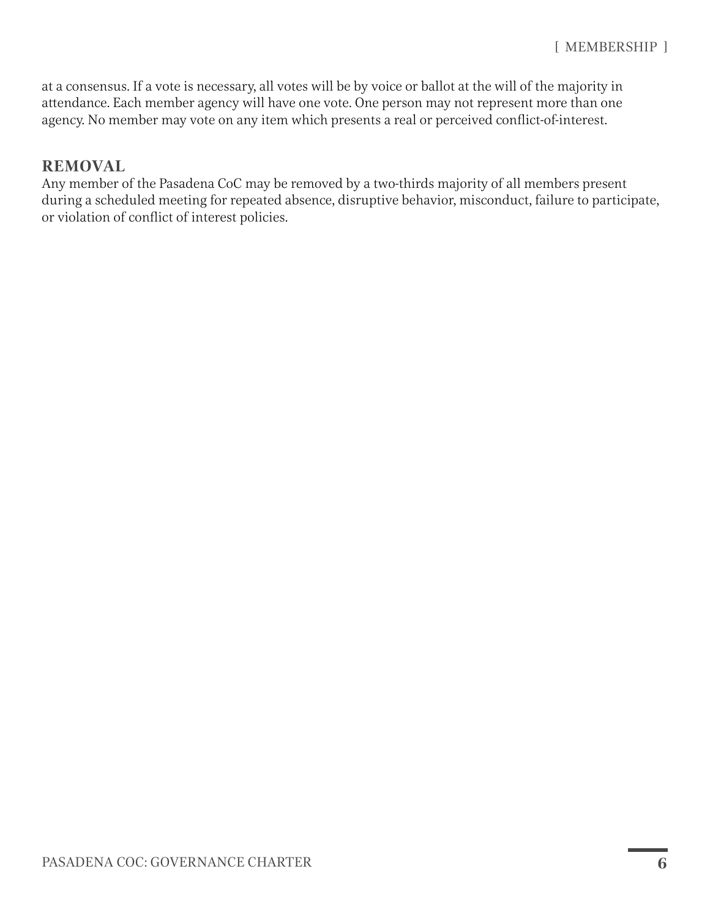at a consensus. If a vote is necessary, all votes will be by voice or ballot at the will of the majority in attendance. Each member agency will have one vote. One person may not represent more than one agency. No member may vote on any item which presents a real or perceived conflict-of-interest.

## REMOVAL

Any member of the Pasadena CoC may be removed by a two-thirds majority of all members present during a scheduled meeting for repeated absence, disruptive behavior, misconduct, failure to participate, or violation of conflict of interest policies.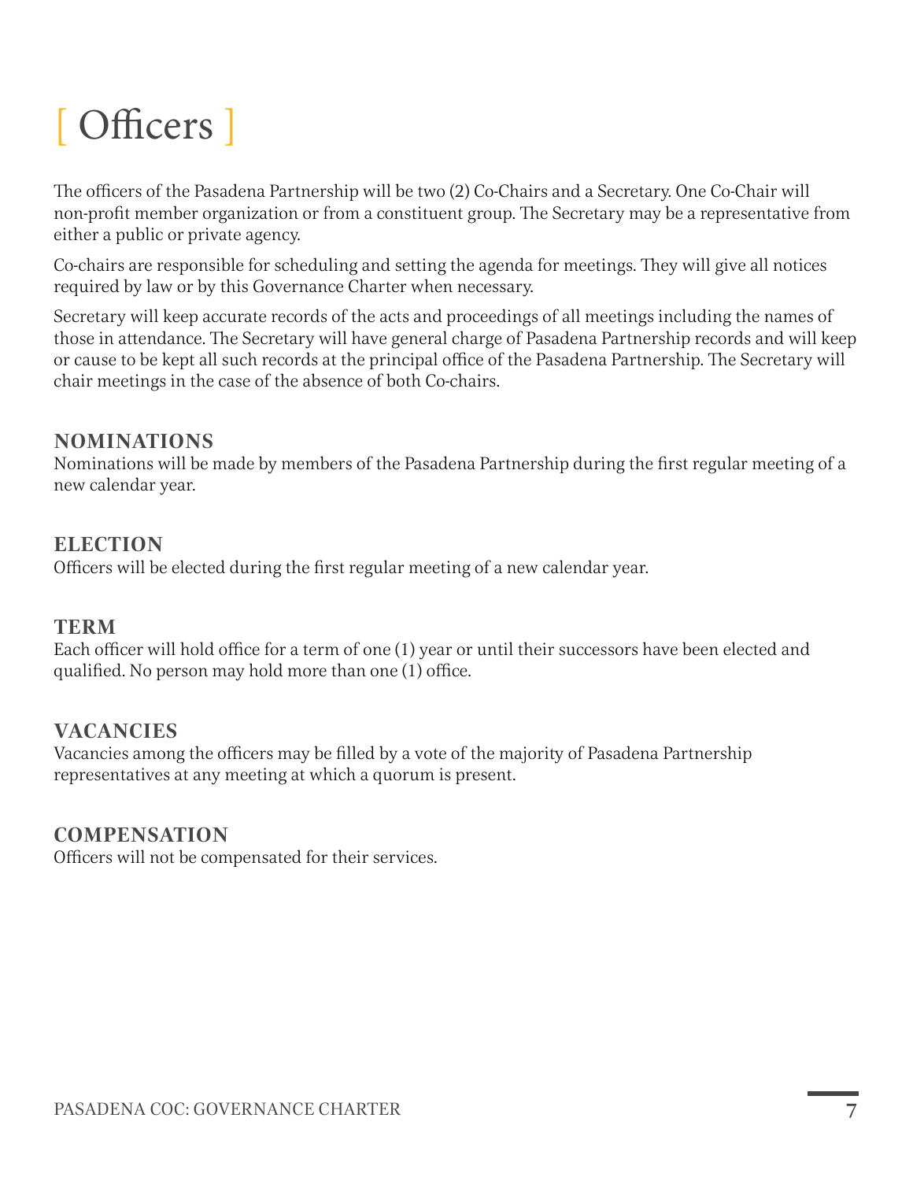# [ Officers ]

The officers of the Pasadena Partnership will be two (2) Co-Chairs and a Secretary. One Co-Chair will non-profit member organization or from a constituent group. The Secretary may be a representative from either a public or private agency.

Co-chairs are responsible for scheduling and setting the agenda for meetings. They will give all notices required by law or by this Governance Charter when necessary.

Secretary will keep accurate records of the acts and proceedings of all meetings including the names of those in attendance. The Secretary will have general charge of Pasadena Partnership records and will keep or cause to be kept all such records at the principal office of the Pasadena Partnership. The Secretary will chair meetings in the case of the absence of both Co-chairs.

## NOMINATIONS

Nominations will be made by members of the Pasadena Partnership during the first regular meeting of a new calendar year.

## ELECTION

Officers will be elected during the first regular meeting of a new calendar year.

## TERM

Each officer will hold office for a term of one (1) year or until their successors have been elected and qualified. No person may hold more than one (1) office.

## VACANCIES

Vacancies among the officers may be filled by a vote of the majority of Pasadena Partnership representatives at any meeting at which a quorum is present.

## COMPENSATION

Officers will not be compensated for their services.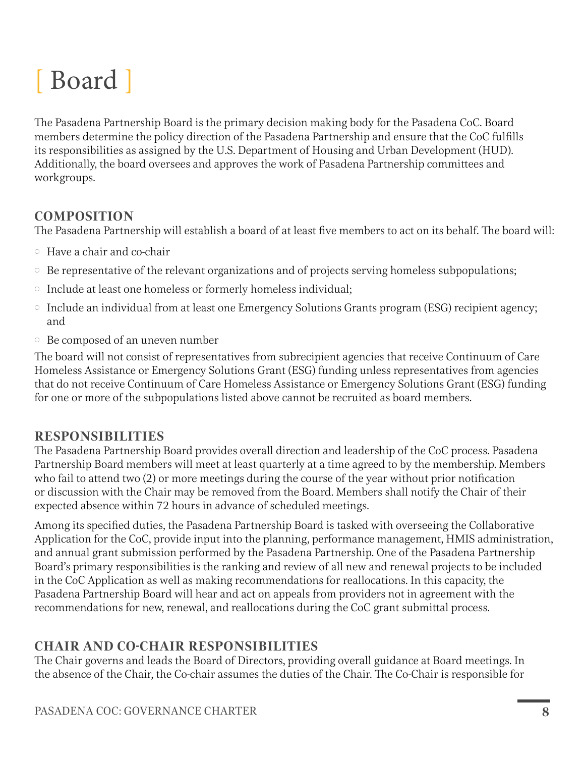# [ Board ]

The Pasadena Partnership Board is the primary decision making body for the Pasadena CoC. Board members determine the policy direction of the Pasadena Partnership and ensure that the CoC fulfills its responsibilities as assigned by the U.S. Department of Housing and Urban Development (HUD). Additionally, the board oversees and approves the work of Pasadena Partnership committees and workgroups.

## COMPOSITION

The Pasadena Partnership will establish a board of at least five members to act on its behalf. The board will:

- Have a chair and co-chair
- Be representative of the relevant organizations and of projects serving homeless subpopulations;
- Include at least one homeless or formerly homeless individual;
- Include an individual from at least one Emergency Solutions Grants program (ESG) recipient agency; and
- Be composed of an uneven number

The board will not consist of representatives from subrecipient agencies that receive Continuum of Care Homeless Assistance or Emergency Solutions Grant (ESG) funding unless representatives from agencies that do not receive Continuum of Care Homeless Assistance or Emergency Solutions Grant (ESG) funding for one or more of the subpopulations listed above cannot be recruited as board members.

## RESPONSIBILITIES

The Pasadena Partnership Board provides overall direction and leadership of the CoC process. Pasadena Partnership Board members will meet at least quarterly at a time agreed to by the membership. Members who fail to attend two (2) or more meetings during the course of the year without prior notification or discussion with the Chair may be removed from the Board. Members shall notify the Chair of their expected absence within 72 hours in advance of scheduled meetings.

Among its specified duties, the Pasadena Partnership Board is tasked with overseeing the Collaborative Application for the CoC, provide input into the planning, performance management, HMIS administration, and annual grant submission performed by the Pasadena Partnership. One of the Pasadena Partnership Board's primary responsibilities is the ranking and review of all new and renewal projects to be included in the CoC Application as well as making recommendations for reallocations. In this capacity, the Pasadena Partnership Board will hear and act on appeals from providers not in agreement with the recommendations for new, renewal, and reallocations during the CoC grant submittal process.

## CHAIR AND CO-CHAIR RESPONSIBILITIES

The Chair governs and leads the Board of Directors, providing overall guidance at Board meetings. In the absence of the Chair, the Co-chair assumes the duties of the Chair. The Co-Chair is responsible for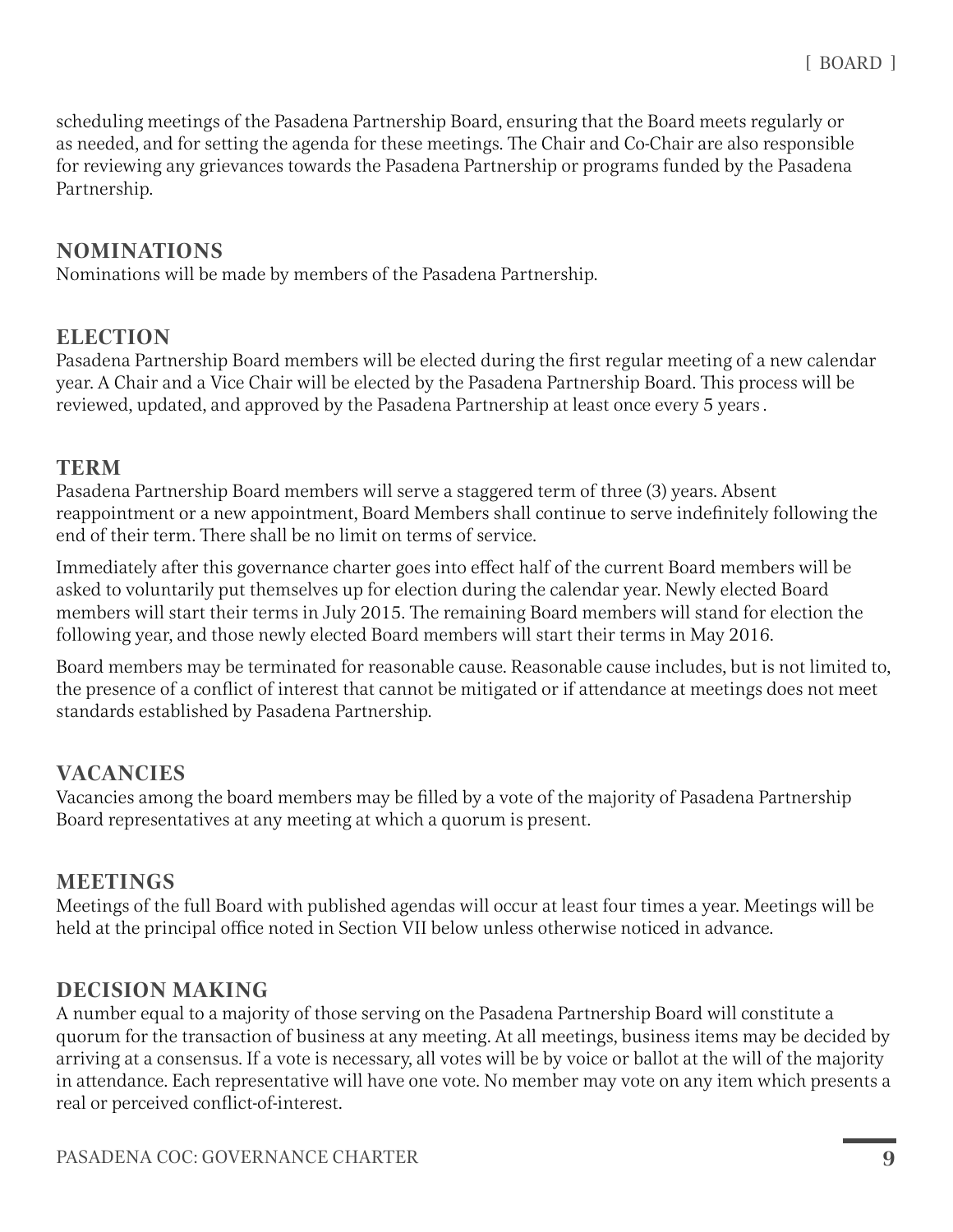scheduling meetings of the Pasadena Partnership Board, ensuring that the Board meets regularly or as needed, and for setting the agenda for these meetings. The Chair and Co-Chair are also responsible for reviewing any grievances towards the Pasadena Partnership or programs funded by the Pasadena Partnership.

## NOMINATIONS

Nominations will be made by members of the Pasadena Partnership.

## ELECTION

Pasadena Partnership Board members will be elected during the first regular meeting of a new calendar year. A Chair and a Vice Chair will be elected by the Pasadena Partnership Board. This process will be reviewed, updated, and approved by the Pasadena Partnership at least once every 5 years .

## TERM

Pasadena Partnership Board members will serve a staggered term of three (3) years. Absent reappointment or a new appointment, Board Members shall continue to serve indefinitely following the end of their term. There shall be no limit on terms of service.

Immediately after this governance charter goes into effect half of the current Board members will be asked to voluntarily put themselves up for election during the calendar year. Newly elected Board members will start their terms in July 2015. The remaining Board members will stand for election the following year, and those newly elected Board members will start their terms in May 2016.

Board members may be terminated for reasonable cause. Reasonable cause includes, but is not limited to, the presence of a conflict of interest that cannot be mitigated or if attendance at meetings does not meet standards established by Pasadena Partnership.

## VACANCIES

Vacancies among the board members may be filled by a vote of the majority of Pasadena Partnership Board representatives at any meeting at which a quorum is present.

## MEETINGS

Meetings of the full Board with published agendas will occur at least four times a year. Meetings will be held at the principal office noted in Section VII below unless otherwise noticed in advance.

## DECISION MAKING

A number equal to a majority of those serving on the Pasadena Partnership Board will constitute a quorum for the transaction of business at any meeting. At all meetings, business items may be decided by arriving at a consensus. If a vote is necessary, all votes will be by voice or ballot at the will of the majority in attendance. Each representative will have one vote. No member may vote on any item which presents a real or perceived conflict-of-interest.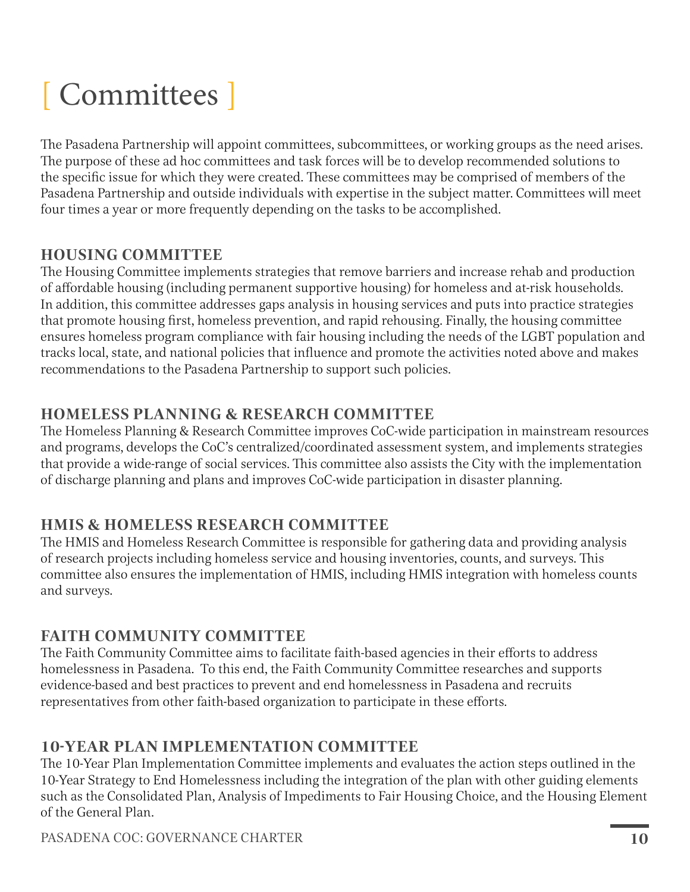# [ Committees ]

The Pasadena Partnership will appoint committees, subcommittees, or working groups as the need arises. The purpose of these ad hoc committees and task forces will be to develop recommended solutions to the specific issue for which they were created. These committees may be comprised of members of the Pasadena Partnership and outside individuals with expertise in the subject matter. Committees will meet four times a year or more frequently depending on the tasks to be accomplished.

## HOUSING COMMITTEE

The Housing Committee implements strategies that remove barriers and increase rehab and production of affordable housing (including permanent supportive housing) for homeless and at-risk households. In addition, this committee addresses gaps analysis in housing services and puts into practice strategies that promote housing first, homeless prevention, and rapid rehousing. Finally, the housing committee ensures homeless program compliance with fair housing including the needs of the LGBT population and tracks local, state, and national policies that influence and promote the activities noted above and makes recommendations to the Pasadena Partnership to support such policies.

## HOMELESS PLANNING & RESEARCH COMMITTEE

The Homeless Planning & Research Committee improves CoC-wide participation in mainstream resources and programs, develops the CoC's centralized/coordinated assessment system, and implements strategies that provide a wide-range of social services. This committee also assists the City with the implementation of discharge planning and plans and improves CoC-wide participation in disaster planning.

## HMIS & HOMELESS RESEARCH COMMITTEE

The HMIS and Homeless Research Committee is responsible for gathering data and providing analysis of research projects including homeless service and housing inventories, counts, and surveys. This committee also ensures the implementation of HMIS, including HMIS integration with homeless counts and surveys.

## FAITH COMMUNITY COMMITTEE

The Faith Community Committee aims to facilitate faith-based agencies in their efforts to address homelessness in Pasadena. To this end, the Faith Community Committee researches and supports evidence-based and best practices to prevent and end homelessness in Pasadena and recruits representatives from other faith-based organization to participate in these efforts.

## 10-YEAR PLAN IMPLEMENTATION COMMITTEE

The 10-Year Plan Implementation Committee implements and evaluates the action steps outlined in the 10-Year Strategy to End Homelessness including the integration of the plan with other guiding elements such as the Consolidated Plan, Analysis of Impediments to Fair Housing Choice, and the Housing Element of the General Plan.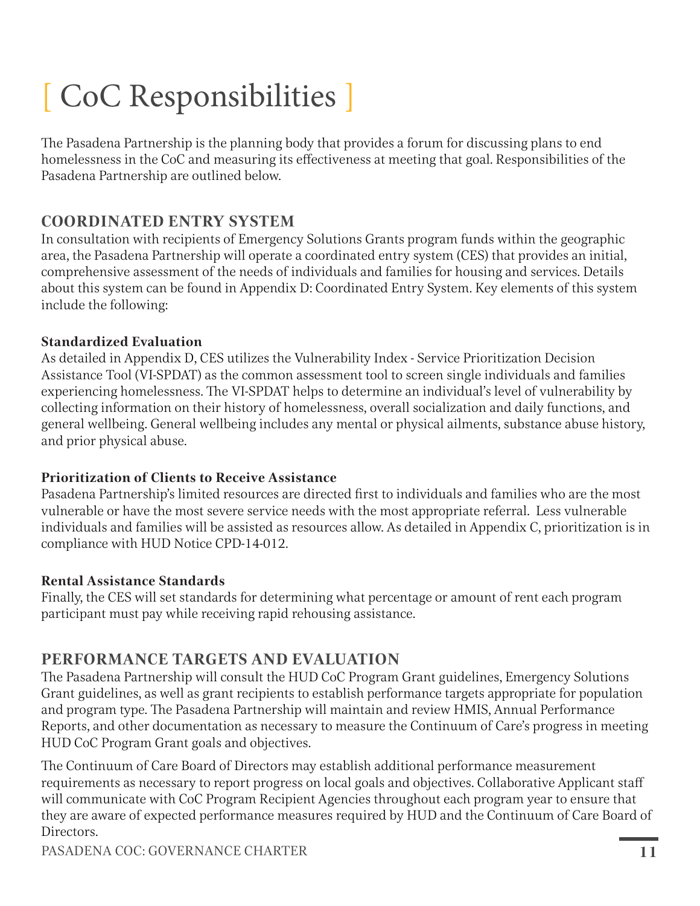# [ CoC Responsibilities ]

The Pasadena Partnership is the planning body that provides a forum for discussing plans to end homelessness in the CoC and measuring its effectiveness at meeting that goal. Responsibilities of the Pasadena Partnership are outlined below.

## COORDINATED ENTRY SYSTEM

In consultation with recipients of Emergency Solutions Grants program funds within the geographic area, the Pasadena Partnership will operate a coordinated entry system (CES) that provides an initial, comprehensive assessment of the needs of individuals and families for housing and services. Details about this system can be found in Appendix D: Coordinated Entry System. Key elements of this system include the following:

### Standardized Evaluation

As detailed in Appendix D, CES utilizes the Vulnerability Index - Service Prioritization Decision Assistance Tool (VI-SPDAT) as the common assessment tool to screen single individuals and families experiencing homelessness. The VI-SPDAT helps to determine an individual's level of vulnerability by collecting information on their history of homelessness, overall socialization and daily functions, and general wellbeing. General wellbeing includes any mental or physical ailments, substance abuse history, and prior physical abuse.

### Prioritization of Clients to Receive Assistance

Pasadena Partnership's limited resources are directed first to individuals and families who are the most vulnerable or have the most severe service needs with the most appropriate referral. Less vulnerable individuals and families will be assisted as resources allow. As detailed in Appendix C, prioritization is in compliance with HUD Notice CPD-14-012.

### Rental Assistance Standards

Finally, the CES will set standards for determining what percentage or amount of rent each program participant must pay while receiving rapid rehousing assistance.

## PERFORMANCE TARGETS AND EVALUATION

The Pasadena Partnership will consult the HUD CoC Program Grant guidelines, Emergency Solutions Grant guidelines, as well as grant recipients to establish performance targets appropriate for population and program type. The Pasadena Partnership will maintain and review HMIS, Annual Performance Reports, and other documentation as necessary to measure the Continuum of Care's progress in meeting HUD CoC Program Grant goals and objectives.

The Continuum of Care Board of Directors may establish additional performance measurement requirements as necessary to report progress on local goals and objectives. Collaborative Applicant staff will communicate with CoC Program Recipient Agencies throughout each program year to ensure that they are aware of expected performance measures required by HUD and the Continuum of Care Board of Directors.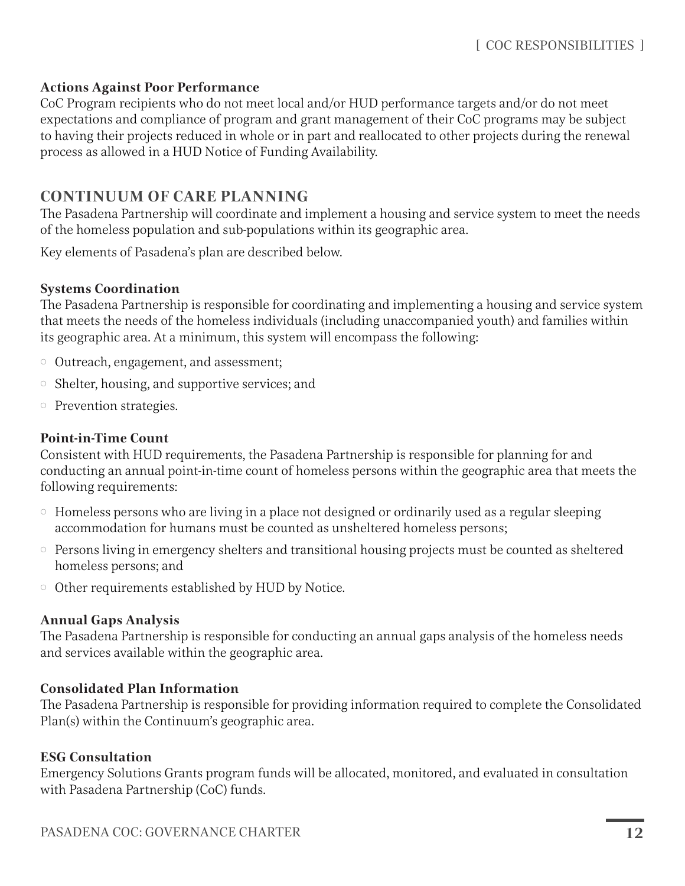### Actions Against Poor Performance

CoC Program recipients who do not meet local and/or HUD performance targets and/or do not meet expectations and compliance of program and grant management of their CoC programs may be subject to having their projects reduced in whole or in part and reallocated to other projects during the renewal process as allowed in a HUD Notice of Funding Availability.

## CONTINUUM OF CARE PLANNING

The Pasadena Partnership will coordinate and implement a housing and service system to meet the needs of the homeless population and sub-populations within its geographic area.

Key elements of Pasadena's plan are described below.

### Systems Coordination

The Pasadena Partnership is responsible for coordinating and implementing a housing and service system that meets the needs of the homeless individuals (including unaccompanied youth) and families within its geographic area. At a minimum, this system will encompass the following:

- Outreach, engagement, and assessment;
- Shelter, housing, and supportive services; and
- Prevention strategies.

### Point-in-Time Count

Consistent with HUD requirements, the Pasadena Partnership is responsible for planning for and conducting an annual point-in-time count of homeless persons within the geographic area that meets the following requirements:

- Homeless persons who are living in a place not designed or ordinarily used as a regular sleeping accommodation for humans must be counted as unsheltered homeless persons;
- Persons living in emergency shelters and transitional housing projects must be counted as sheltered homeless persons; and
- Other requirements established by HUD by Notice.

### Annual Gaps Analysis

The Pasadena Partnership is responsible for conducting an annual gaps analysis of the homeless needs and services available within the geographic area.

### Consolidated Plan Information

The Pasadena Partnership is responsible for providing information required to complete the Consolidated Plan(s) within the Continuum's geographic area.

### ESG Consultation

Emergency Solutions Grants program funds will be allocated, monitored, and evaluated in consultation with Pasadena Partnership (CoC) funds.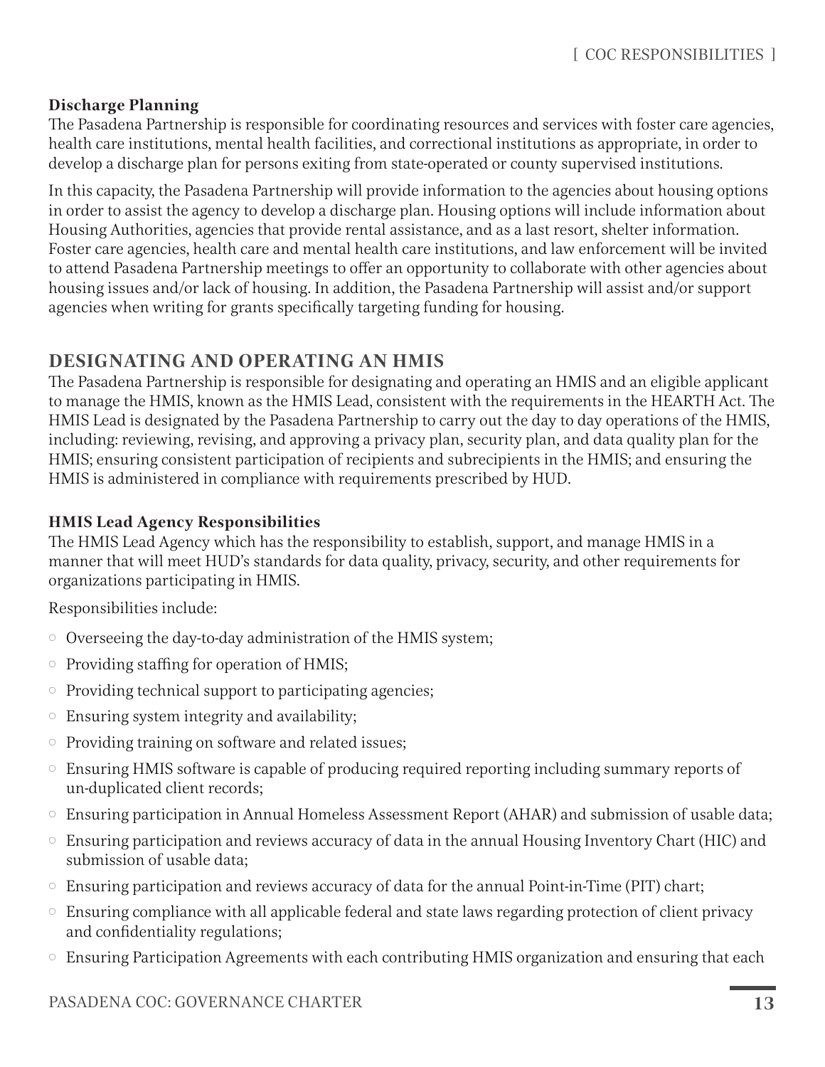**Discharge Planning**

The Pasadena Partnership is responsible for coordinating resources and services with foster care agencies, health care institutions, mental health facilities, and correctional institutions as appropriate, in order to develop a discharge plan for persons exiting from state-operated or county supervised institutions.

In this capacity, the Pasadena Partnership will provide information to the agencies about housing options in order to assist the agency to develop a discharge plan. Housing options will include information about Housing Authorities, agencies that provide rental assistance, and as a last resort, shelter information. Foster care agencies, health care and mental health care institutions, and law enforcement will be invited to attend Pasadena Partnership meetings to offer an opportunity to collaborate with other agencies about housing issues and/or lack of housing. In addition, the Pasadena Partnership will assist and/or support agencies when writing for grants specifically targeting funding for housing.

## DESIGNATING AND OPERATING AN HMIS

The Pasadena Partnership is responsible for designating and operating an HMIS and an eligible applicant to manage the HMIS, known as the HMIS Lead, consistent with the requirements in the HEARTH Act. The HMIS Lead is designated by the Pasadena Partnership to carry out the day to day operations of the HMIS, including: reviewing, revising, and approving a privacy plan, security plan, and data quality plan for the HMIS; ensuring consistent participation of recipients and subrecipients in the HMIS; and ensuring the HMIS is administered in compliance with requirements prescribed by HUD.

**HMIS Lead Agency Responsibilities**

The HMIS Lead Agency which has the responsibility to establish, support, and manage HMIS in a manner that will meet HUD's standards for data quality, privacy, security, and other requirements for organizations participating in HMIS.

Responsibilities include:

- Overseeing the day-to-day administration of the HMIS system;
- Providing staffing for operation of HMIS;
- Providing technical support to participating agencies;
- Ensuring system integrity and availability;
- Providing training on software and related issues;
- Ensuring HMIS software is capable of producing required reporting including summary reports of un-duplicated client records;
- Ensuring participation in Annual Homeless Assessment Report (AHAR) and submission of usable data;
- Ensuring participation and reviews accuracy of data in the annual Housing Inventory Chart (HIC) and submission of usable data;
- Ensuring participation and reviews accuracy of data for the annual Point-in-Time (PIT) chart;
- Ensuring compliance with all applicable federal and state laws regarding protection of client privacy and confidentiality regulations;
- Ensuring Participation Agreements with each contributing HMIS organization and ensuring that each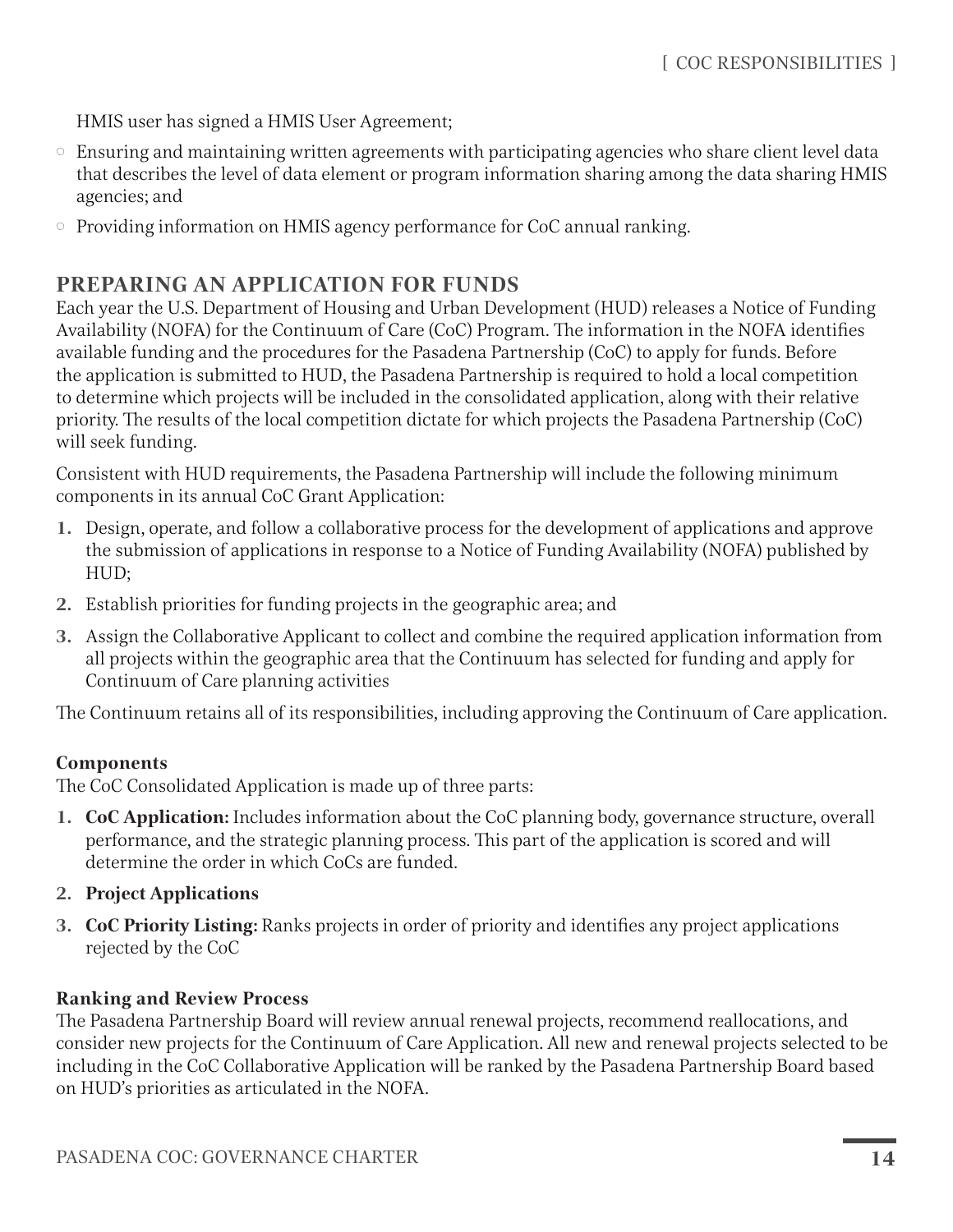HMIS user has signed a HMIS User Agreement;

- Ensuring and maintaining written agreements with participating agencies who share client level data that describes the level of data element or program information sharing among the data sharing HMIS agencies; and
- Providing information on HMIS agency performance for CoC annual ranking.

## PREPARING AN APPLICATION FOR FUNDS

Each year the U.S. Department of Housing and Urban Development (HUD) releases a Notice of Funding Availability (NOFA) for the Continuum of Care (CoC) Program. The information in the NOFA identifies available funding and the procedures for the Pasadena Partnership (CoC) to apply for funds. Before the application is submitted to HUD, the Pasadena Partnership is required to hold a local competition to determine which projects will be included in the consolidated application, along with their relative priority. The results of the local competition dictate for which projects the Pasadena Partnership (CoC) will seek funding.

Consistent with HUD requirements, the Pasadena Partnership will include the following minimum components in its annual CoC Grant Application:

1. Design, operate, and follow a collaborative process for the development of applications and approve the submission of applications in response to a Notice of Funding Availability (NOFA) published by HUD;
2. Establish priorities for funding projects in the geographic area; and
3. Assign the Collaborative Applicant to collect and combine the required application information from all projects within the geographic area that the Continuum has selected for funding and apply for Continuum of Care planning activities

The Continuum retains all of its responsibilities, including approving the Continuum of Care application.

### Components

The CoC Consolidated Application is made up of three parts:

1. **CoC Application:** Includes information about the CoC planning body, governance structure, overall performance, and the strategic planning process. This part of the application is scored and will determine the order in which CoCs are funded.
2. **Project Applications**
3. **CoC Priority Listing:** Ranks projects in order of priority and identifies any project applications rejected by the CoC

### Ranking and Review Process

The Pasadena Partnership Board will review annual renewal projects, recommend reallocations, and consider new projects for the Continuum of Care Application. All new and renewal projects selected to be including in the CoC Collaborative Application will be ranked by the Pasadena Partnership Board based on HUD's priorities as articulated in the NOFA.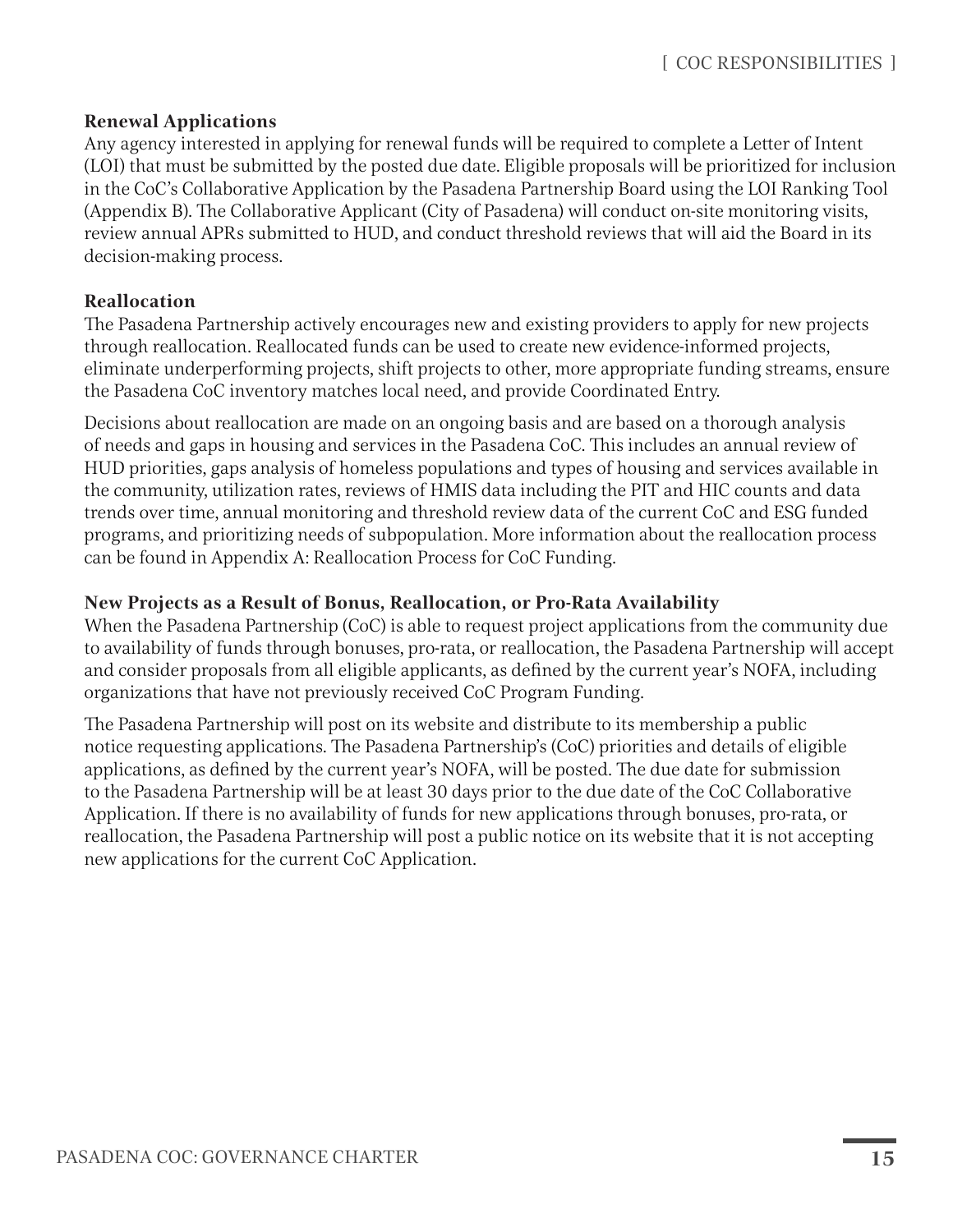### Renewal Applications

Any agency interested in applying for renewal funds will be required to complete a Letter of Intent (LOI) that must be submitted by the posted due date. Eligible proposals will be prioritized for inclusion in the CoC's Collaborative Application by the Pasadena Partnership Board using the LOI Ranking Tool (Appendix B). The Collaborative Applicant (City of Pasadena) will conduct on-site monitoring visits, review annual APRs submitted to HUD, and conduct threshold reviews that will aid the Board in its decision-making process.

### Reallocation

The Pasadena Partnership actively encourages new and existing providers to apply for new projects through reallocation. Reallocated funds can be used to create new evidence-informed projects, eliminate underperforming projects, shift projects to other, more appropriate funding streams, ensure the Pasadena CoC inventory matches local need, and provide Coordinated Entry.

Decisions about reallocation are made on an ongoing basis and are based on a thorough analysis of needs and gaps in housing and services in the Pasadena CoC. This includes an annual review of HUD priorities, gaps analysis of homeless populations and types of housing and services available in the community, utilization rates, reviews of HMIS data including the PIT and HIC counts and data trends over time, annual monitoring and threshold review data of the current CoC and ESG funded programs, and prioritizing needs of subpopulation. More information about the reallocation process can be found in Appendix A: Reallocation Process for CoC Funding.

### New Projects as a Result of Bonus, Reallocation, or Pro-Rata Availability

When the Pasadena Partnership (CoC) is able to request project applications from the community due to availability of funds through bonuses, pro-rata, or reallocation, the Pasadena Partnership will accept and consider proposals from all eligible applicants, as defined by the current year's NOFA, including organizations that have not previously received CoC Program Funding.

The Pasadena Partnership will post on its website and distribute to its membership a public notice requesting applications. The Pasadena Partnership's (CoC) priorities and details of eligible applications, as defined by the current year's NOFA, will be posted. The due date for submission to the Pasadena Partnership will be at least 30 days prior to the due date of the CoC Collaborative Application. If there is no availability of funds for new applications through bonuses, pro-rata, or reallocation, the Pasadena Partnership will post a public notice on its website that it is not accepting new applications for the current CoC Application.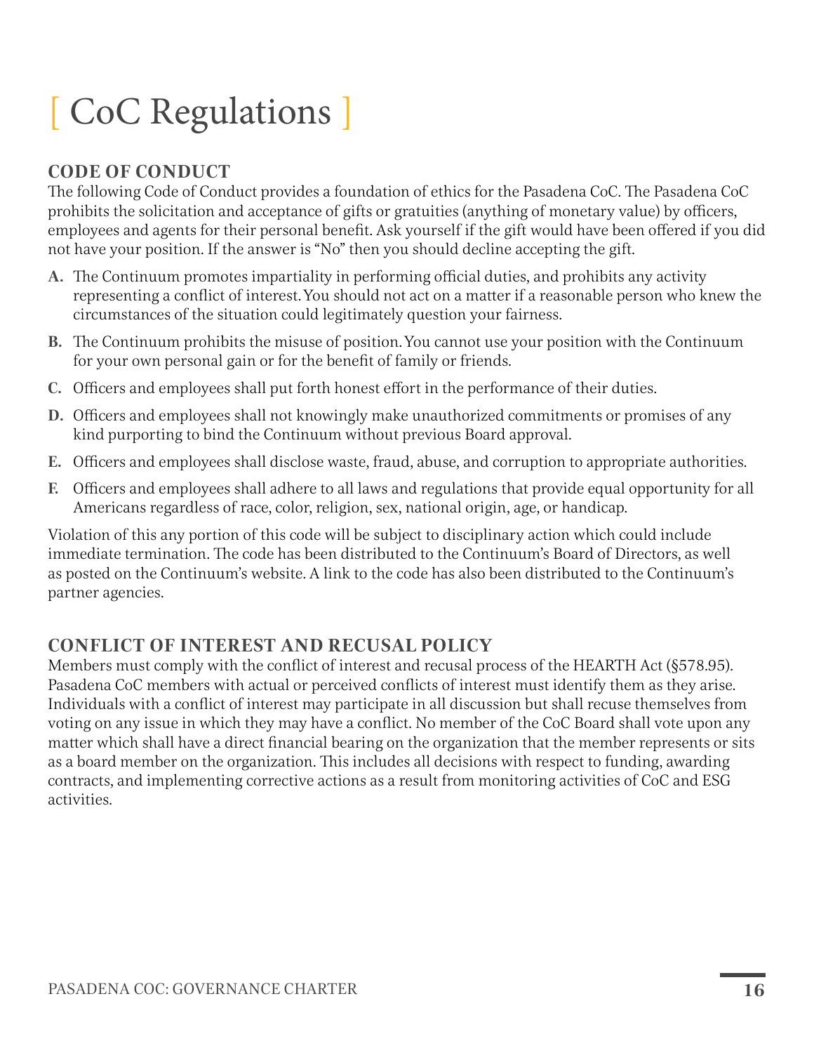# [ CoC Regulations ]

## CODE OF CONDUCT

The following Code of Conduct provides a foundation of ethics for the Pasadena CoC. The Pasadena CoC prohibits the solicitation and acceptance of gifts or gratuities (anything of monetary value) by officers, employees and agents for their personal benefit. Ask yourself if the gift would have been offered if you did not have your position. If the answer is "No" then you should decline accepting the gift.

**A.** The Continuum promotes impartiality in performing official duties, and prohibits any activity representing a conflict of interest. You should not act on a matter if a reasonable person who knew the circumstances of the situation could legitimately question your fairness.

**B.** The Continuum prohibits the misuse of position. You cannot use your position with the Continuum for your own personal gain or for the benefit of family or friends.

**C.** Officers and employees shall put forth honest effort in the performance of their duties.

**D.** Officers and employees shall not knowingly make unauthorized commitments or promises of any kind purporting to bind the Continuum without previous Board approval.

**E.** Officers and employees shall disclose waste, fraud, abuse, and corruption to appropriate authorities.

**F.** Officers and employees shall adhere to all laws and regulations that provide equal opportunity for all Americans regardless of race, color, religion, sex, national origin, age, or handicap.

Violation of this any portion of this code will be subject to disciplinary action which could include immediate termination. The code has been distributed to the Continuum's Board of Directors, as well as posted on the Continuum's website. A link to the code has also been distributed to the Continuum's partner agencies.

## CONFLICT OF INTEREST AND RECUSAL POLICY

Members must comply with the conflict of interest and recusal process of the HEARTH Act (§578.95). Pasadena CoC members with actual or perceived conflicts of interest must identify them as they arise. Individuals with a conflict of interest may participate in all discussion but shall recuse themselves from voting on any issue in which they may have a conflict. No member of the CoC Board shall vote upon any matter which shall have a direct financial bearing on the organization that the member represents or sits as a board member on the organization. This includes all decisions with respect to funding, awarding contracts, and implementing corrective actions as a result from monitoring activities of CoC and ESG activities.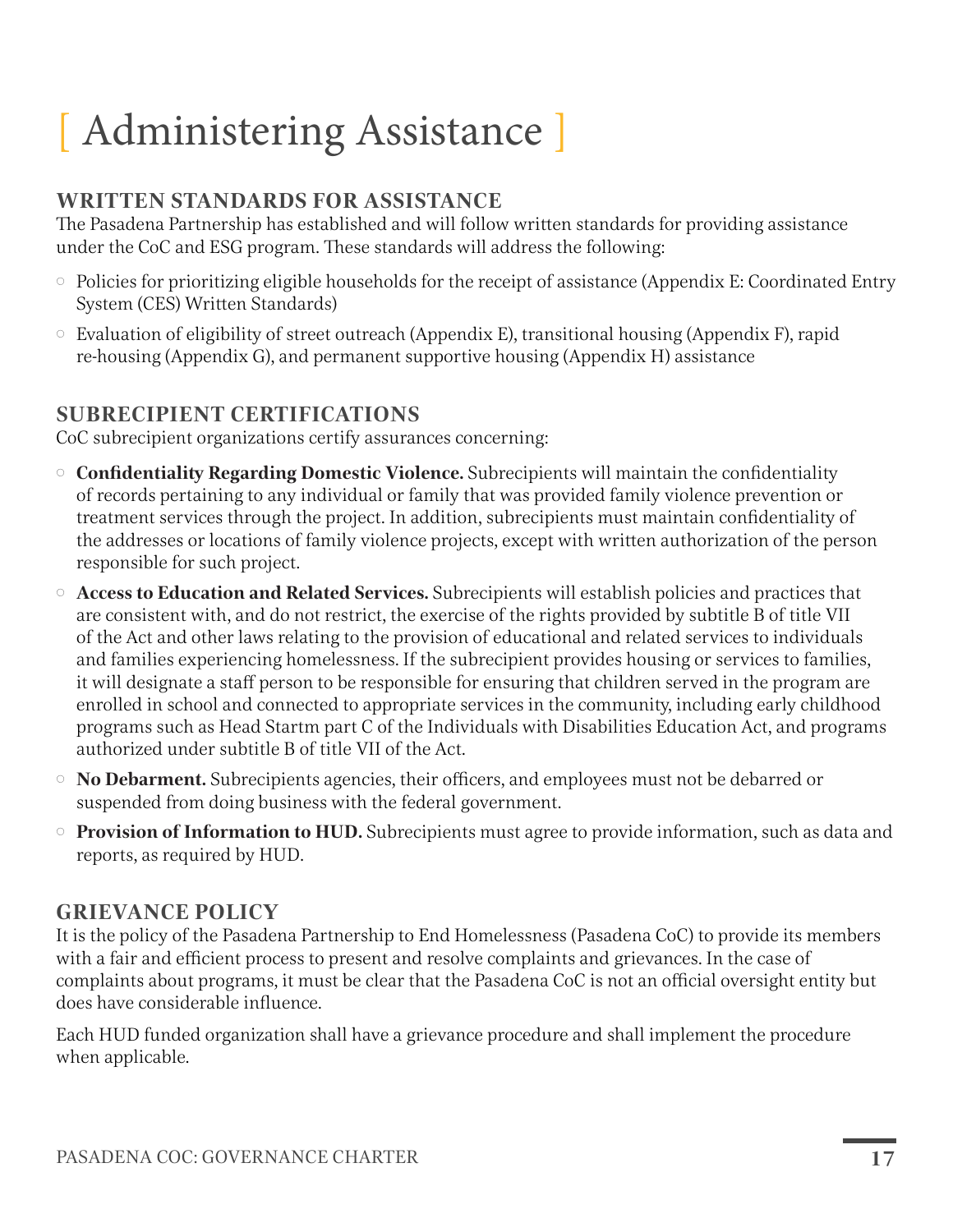# [ Administering Assistance ]

## WRITTEN STANDARDS FOR ASSISTANCE

The Pasadena Partnership has established and will follow written standards for providing assistance under the CoC and ESG program. These standards will address the following:

- Policies for prioritizing eligible households for the receipt of assistance (Appendix E: Coordinated Entry System (CES) Written Standards)
- Evaluation of eligibility of street outreach (Appendix E), transitional housing (Appendix F), rapid re-housing (Appendix G), and permanent supportive housing (Appendix H) assistance

## SUBRECIPIENT CERTIFICATIONS

CoC subrecipient organizations certify assurances concerning:

- **Confidentiality Regarding Domestic Violence.** Subrecipients will maintain the confidentiality of records pertaining to any individual or family that was provided family violence prevention or treatment services through the project. In addition, subrecipients must maintain confidentiality of the addresses or locations of family violence projects, except with written authorization of the person responsible for such project.
- **Access to Education and Related Services.** Subrecipients will establish policies and practices that are consistent with, and do not restrict, the exercise of the rights provided by subtitle B of title VII of the Act and other laws relating to the provision of educational and related services to individuals and families experiencing homelessness. If the subrecipient provides housing or services to families, it will designate a staff person to be responsible for ensuring that children served in the program are enrolled in school and connected to appropriate services in the community, including early childhood programs such as Head Startm part C of the Individuals with Disabilities Education Act, and programs authorized under subtitle B of title VII of the Act.
- **No Debarment.** Subrecipients agencies, their officers, and employees must not be debarred or suspended from doing business with the federal government.
- **Provision of Information to HUD.** Subrecipients must agree to provide information, such as data and reports, as required by HUD.

## GRIEVANCE POLICY

It is the policy of the Pasadena Partnership to End Homelessness (Pasadena CoC) to provide its members with a fair and efficient process to present and resolve complaints and grievances. In the case of complaints about programs, it must be clear that the Pasadena CoC is not an official oversight entity but does have considerable influence.

Each HUD funded organization shall have a grievance procedure and shall implement the procedure when applicable.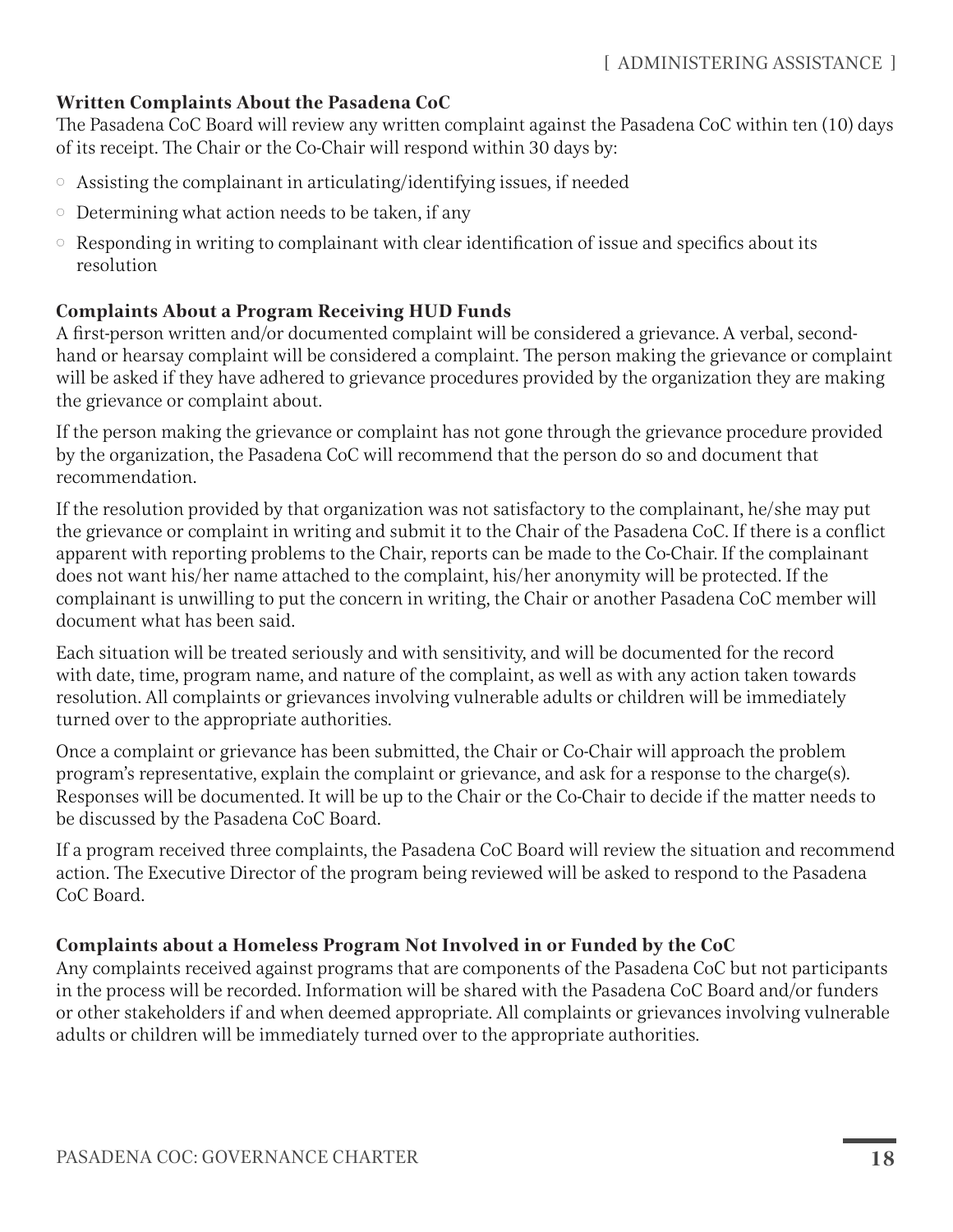### Written Complaints About the Pasadena CoC

The Pasadena CoC Board will review any written complaint against the Pasadena CoC within ten (10) days of its receipt. The Chair or the Co-Chair will respond within 30 days by:

- Assisting the complainant in articulating/identifying issues, if needed
- Determining what action needs to be taken, if any
- Responding in writing to complainant with clear identification of issue and specifics about its resolution

### Complaints About a Program Receiving HUD Funds

A first-person written and/or documented complaint will be considered a grievance. A verbal, second-hand or hearsay complaint will be considered a complaint. The person making the grievance or complaint will be asked if they have adhered to grievance procedures provided by the organization they are making the grievance or complaint about.

If the person making the grievance or complaint has not gone through the grievance procedure provided by the organization, the Pasadena CoC will recommend that the person do so and document that recommendation.

If the resolution provided by that organization was not satisfactory to the complainant, he/she may put the grievance or complaint in writing and submit it to the Chair of the Pasadena CoC. If there is a conflict apparent with reporting problems to the Chair, reports can be made to the Co-Chair. If the complainant does not want his/her name attached to the complaint, his/her anonymity will be protected. If the complainant is unwilling to put the concern in writing, the Chair or another Pasadena CoC member will document what has been said.

Each situation will be treated seriously and with sensitivity, and will be documented for the record with date, time, program name, and nature of the complaint, as well as with any action taken towards resolution. All complaints or grievances involving vulnerable adults or children will be immediately turned over to the appropriate authorities.

Once a complaint or grievance has been submitted, the Chair or Co-Chair will approach the problem program's representative, explain the complaint or grievance, and ask for a response to the charge(s). Responses will be documented. It will be up to the Chair or the Co-Chair to decide if the matter needs to be discussed by the Pasadena CoC Board.

If a program received three complaints, the Pasadena CoC Board will review the situation and recommend action. The Executive Director of the program being reviewed will be asked to respond to the Pasadena CoC Board.

### Complaints about a Homeless Program Not Involved in or Funded by the CoC

Any complaints received against programs that are components of the Pasadena CoC but not participants in the process will be recorded. Information will be shared with the Pasadena CoC Board and/or funders or other stakeholders if and when deemed appropriate. All complaints or grievances involving vulnerable adults or children will be immediately turned over to the appropriate authorities.